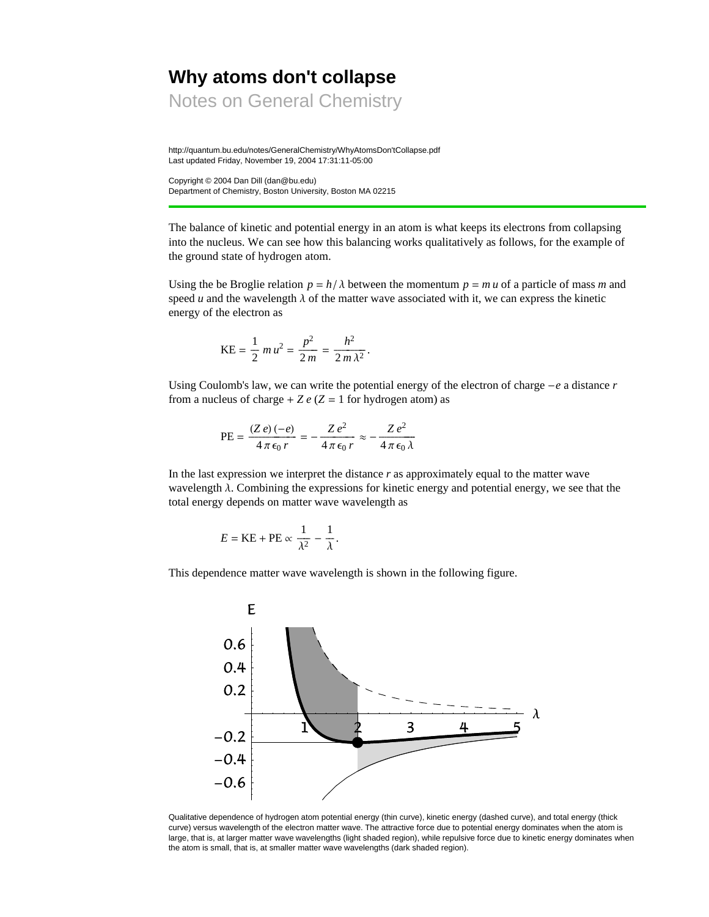# Why atoms don't collapse

## Notes on General Chemistry

http://quantum.bu.edu/notes/GeneralChemistry/WhyAtomsDon'tCollapse.pdf
Last updated Friday, November 19, 2004 17:31:11-05:00

Copyright © 2004 Dan Dill (dan@bu.edu)
Department of Chemistry, Boston University, Boston MA 02215

---

The balance of kinetic and potential energy in an atom is what keeps its electrons from collapsing into the nucleus. We can see how this balancing works qualitatively as follows, for the example of the ground state of hydrogen atom.

Using the be Broglie relation $p = h/\lambda$ between the momentum $p = m\,u$ of a particle of mass $m$ and speed $u$ and the wavelength $\lambda$ of the matter wave associated with it, we can express the kinetic energy of the electron as

$$\text{KE} = \frac{1}{2}\,m\,u^2 = \frac{p^2}{2\,m} = \frac{h^2}{2\,m\,\lambda^2}.$$

Using Coulomb's law, we can write the potential energy of the electron of charge $-e$ a distance $r$ from a nucleus of charge $+Z\,e$ ($Z = 1$ for hydrogen atom) as

$$\text{PE} = \frac{(Z\,e)\,(-e)}{4\,\pi\,\epsilon_0\,r} = -\frac{Z\,e^2}{4\,\pi\,\epsilon_0\,r} \approx -\frac{Z\,e^2}{4\,\pi\,\epsilon_0\,\lambda}$$

In the last expression we interpret the distance $r$ as approximately equal to the matter wave wavelength $\lambda$. Combining the expressions for kinetic energy and potential energy, we see that the total energy depends on matter wave wavelength as

$$E = \text{KE} + \text{PE} \propto \frac{1}{\lambda^2} - \frac{1}{\lambda}.$$

This dependence matter wave wavelength is shown in the following figure.

Qualitative dependence of hydrogen atom potential energy (thin curve), kinetic energy (dashed curve), and total energy (thick curve) versus wavelength of the electron matter wave. The attractive force due to potential energy dominates when the atom is large, that is, at larger matter wave wavelengths (light shaded region), while repulsive force due to kinetic energy dominates when the atom is small, that is, at smaller matter wave wavelengths (dark shaded region).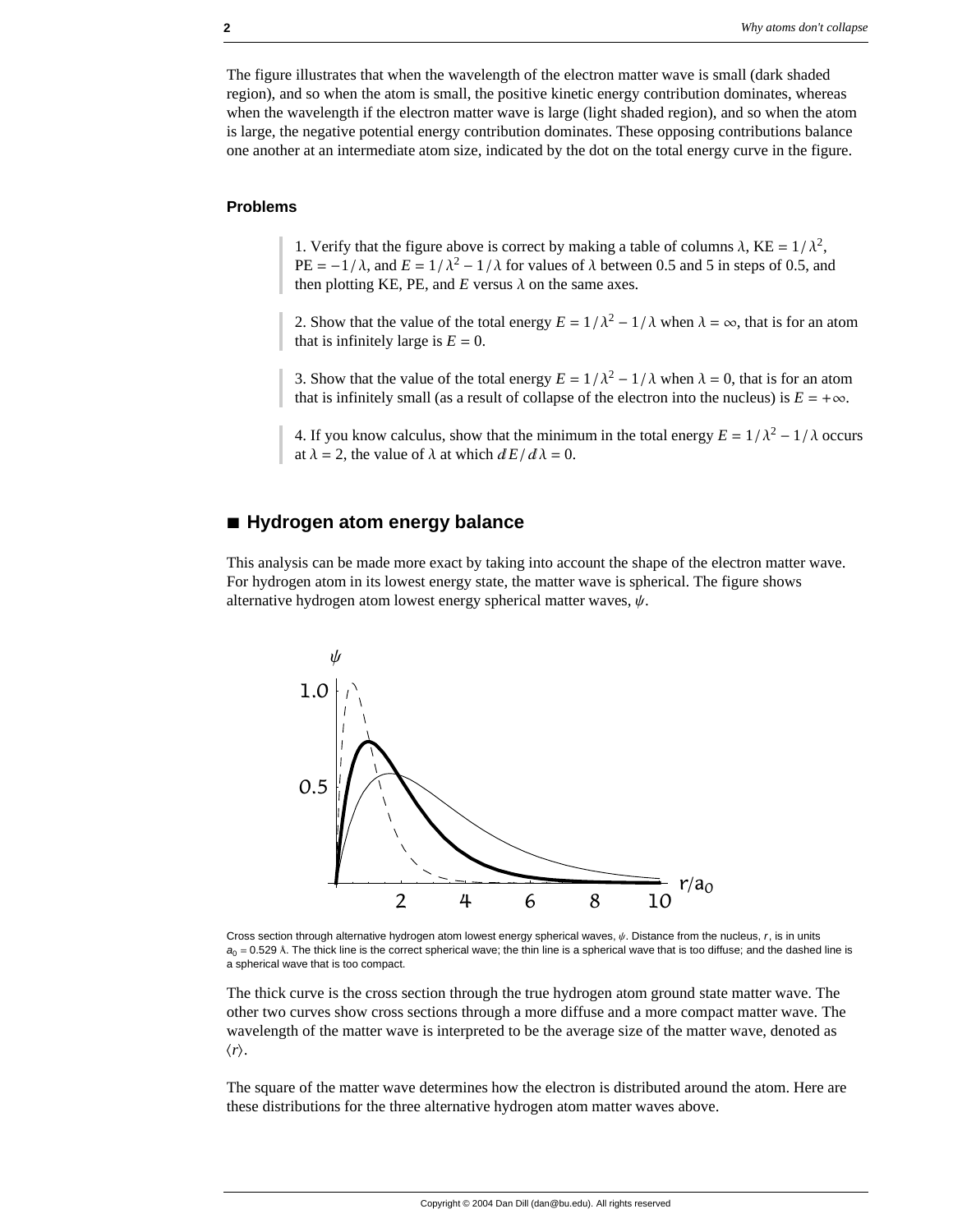The figure illustrates that when the wavelength of the electron matter wave is small (dark shaded region), and so when the atom is small, the positive kinetic energy contribution dominates, whereas when the wavelength if the electron matter wave is large (light shaded region), and so when the atom is large, the negative potential energy contribution dominates. These opposing contributions balance one another at an intermediate atom size, indicated by the dot on the total energy curve in the figure.

### Problems

> 1. Verify that the figure above is correct by making a table of columns $\lambda$, KE $= 1/\lambda^2$, PE $= -1/\lambda$, and $E = 1/\lambda^2 - 1/\lambda$ for values of $\lambda$ between 0.5 and 5 in steps of 0.5, and then plotting KE, PE, and $E$ versus $\lambda$ on the same axes.

> 2. Show that the value of the total energy $E = 1/\lambda^2 - 1/\lambda$ when $\lambda = \infty$, that is for an atom that is infinitely large is $E = 0$.

> 3. Show that the value of the total energy $E = 1/\lambda^2 - 1/\lambda$ when $\lambda = 0$, that is for an atom that is infinitely small (as a result of collapse of the electron into the nucleus) is $E = +\infty$.

> 4. If you know calculus, show that the minimum in the total energy $E = 1/\lambda^2 - 1/\lambda$ occurs at $\lambda = 2$, the value of $\lambda$ at which $dE/d\lambda = 0$.

## ■ Hydrogen atom energy balance

This analysis can be made more exact by taking into account the shape of the electron matter wave. For hydrogen atom in its lowest energy state, the matter wave is spherical. The figure shows alternative hydrogen atom lowest energy spherical matter waves, $\psi$.

Cross section through alternative hydrogen atom lowest energy spherical waves, $\psi$. Distance from the nucleus, $r$, is in units $a_0 = 0.529$ Å. The thick line is the correct spherical wave; the thin line is a spherical wave that is too diffuse; and the dashed line is a spherical wave that is too compact.

The thick curve is the cross section through the true hydrogen atom ground state matter wave. The other two curves show cross sections through a more diffuse and a more compact matter wave. The wavelength of the matter wave is interpreted to be the average size of the matter wave, denoted as $\langle r \rangle$.

The square of the matter wave determines how the electron is distributed around the atom. Here are these distributions for the three alternative hydrogen atom matter waves above.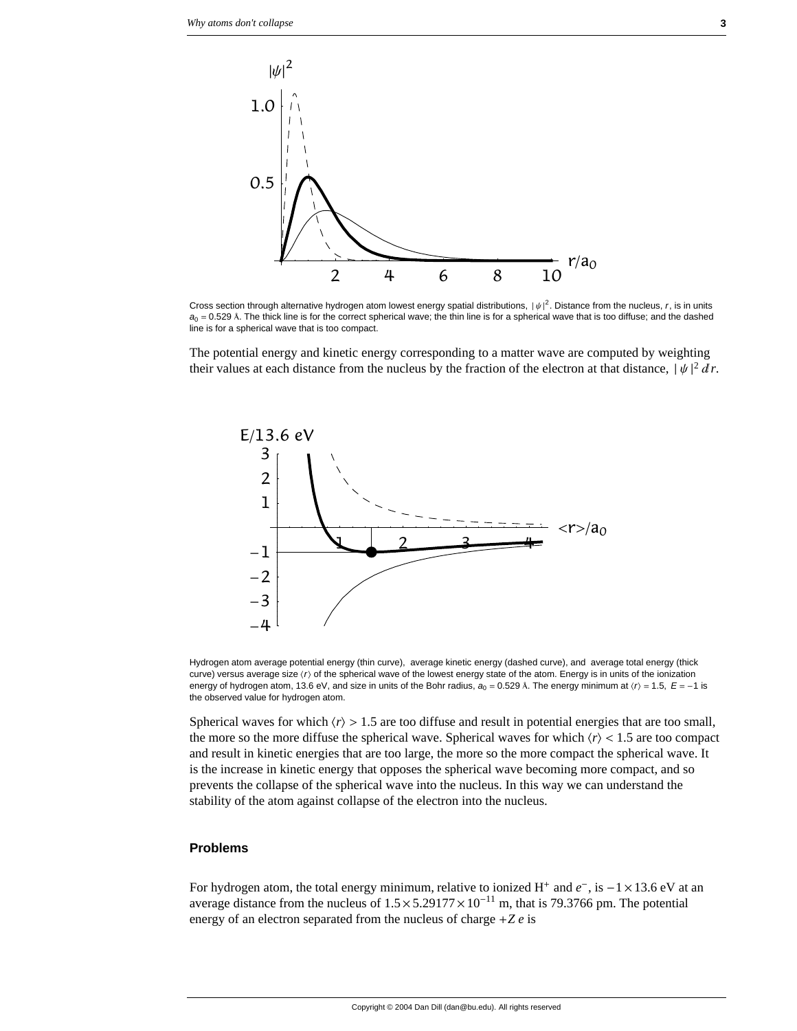Cross section through alternative hydrogen atom lowest energy spatial distributions, $|\psi|^2$. Distance from the nucleus, $r$, is in units $a_0 = 0.529$ Å. The thick line is for the correct spherical wave; the thin line is for a spherical wave that is too diffuse; and the dashed line is for a spherical wave that is too compact.

The potential energy and kinetic energy corresponding to a matter wave are computed by weighting their values at each distance from the nucleus by the fraction of the electron at that distance, $|\psi|^2\, dr$.

Hydrogen atom average potential energy (thin curve), average kinetic energy (dashed curve), and average total energy (thick curve) versus average size $\langle r \rangle$ of the spherical wave of the lowest energy state of the atom. Energy is in units of the ionization energy of hydrogen atom, 13.6 eV, and size in units of the Bohr radius, $a_0 = 0.529$ Å. The energy minimum at $\langle r \rangle = 1.5$, $E = -1$ is the observed value for hydrogen atom.

Spherical waves for which $\langle r \rangle > 1.5$ are too diffuse and result in potential energies that are too small, the more so the more diffuse the spherical wave. Spherical waves for which $\langle r \rangle < 1.5$ are too compact and result in kinetic energies that are too large, the more so the more compact the spherical wave. It is the increase in kinetic energy that opposes the spherical wave becoming more compact, and so prevents the collapse of the spherical wave into the nucleus. In this way we can understand the stability of the atom against collapse of the electron into the nucleus.

### Problems

For hydrogen atom, the total energy minimum, relative to ionized $H^+$ and $e^-$, is $-1 \times 13.6$ eV at an average distance from the nucleus of $1.5 \times 5.29177 \times 10^{-11}$ m, that is 79.3766 pm. The potential energy of an electron separated from the nucleus of charge $+Z\,e$ is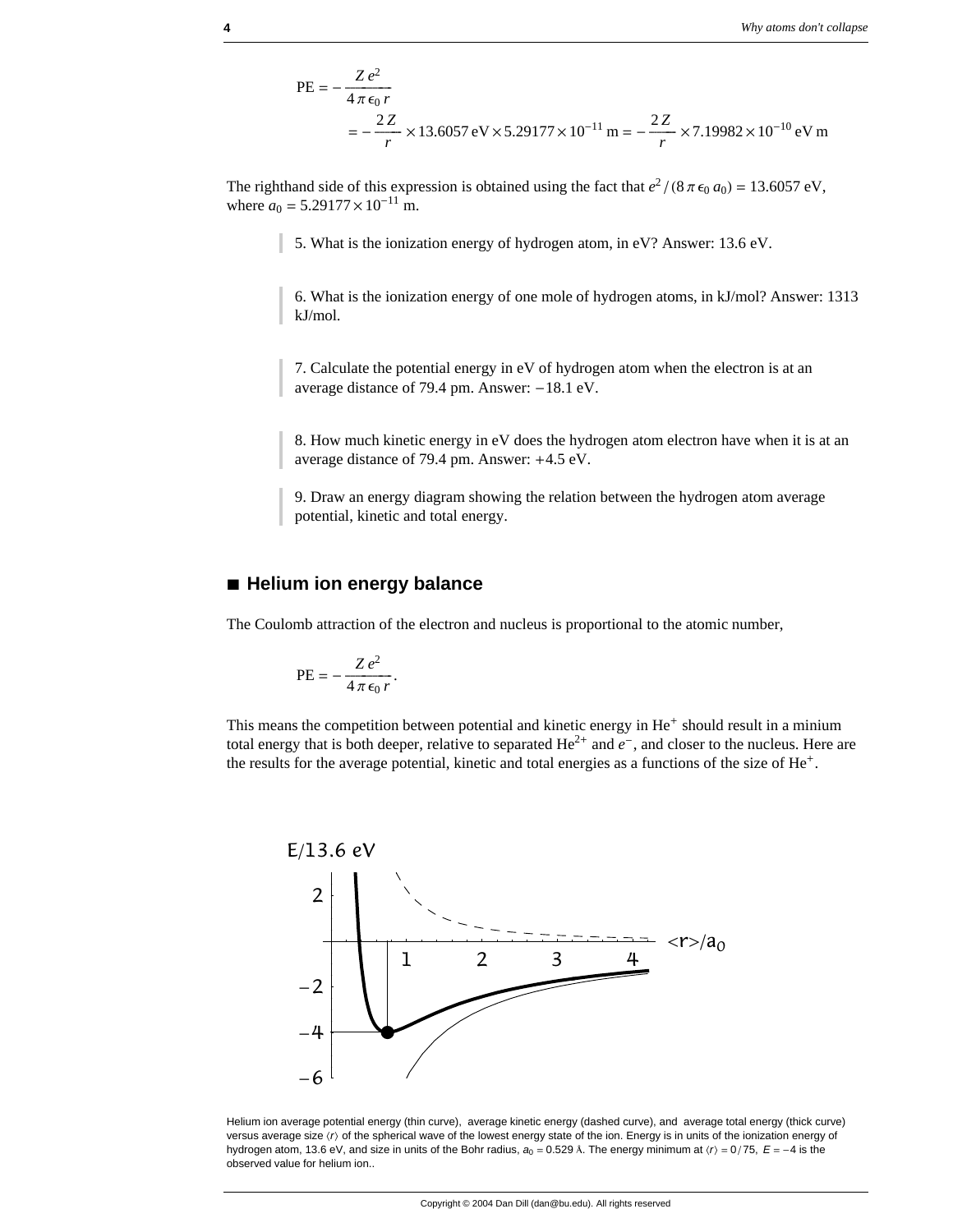$$\text{PE} = -\frac{Z e^2}{4 \pi \epsilon_0 r}$$

$$= -\frac{2 Z}{r} \times 13.6057 \text{ eV} \times 5.29177 \times 10^{-11} \text{ m} = -\frac{2 Z}{r} \times 7.19982 \times 10^{-10} \text{ eV m}$$

The righthand side of this expression is obtained using the fact that $e^2 / (8 \pi \epsilon_0 a_0) = 13.6057$ eV, where $a_0 = 5.29177 \times 10^{-11}$ m.

> 5. What is the ionization energy of hydrogen atom, in eV? Answer: 13.6 eV.

> 6. What is the ionization energy of one mole of hydrogen atoms, in kJ/mol? Answer: 1313 kJ/mol.

> 7. Calculate the potential energy in eV of hydrogen atom when the electron is at an average distance of 79.4 pm. Answer: −18.1 eV.

> 8. How much kinetic energy in eV does the hydrogen atom electron have when it is at an average distance of 79.4 pm. Answer: +4.5 eV.

> 9. Draw an energy diagram showing the relation between the hydrogen atom average potential, kinetic and total energy.

## ■ Helium ion energy balance

The Coulomb attraction of the electron and nucleus is proportional to the atomic number,

$$\text{PE} = -\frac{Z e^2}{4 \pi \epsilon_0 r}.$$

This means the competition between potential and kinetic energy in $He^+$ should result in a minium total energy that is both deeper, relative to separated $He^{2+}$ and $e^-$, and closer to the nucleus. Here are the results for the average potential, kinetic and total energies as a functions of the size of $He^+$.

Helium ion average potential energy (thin curve), average kinetic energy (dashed curve), and average total energy (thick curve) versus average size $\langle r \rangle$ of the spherical wave of the lowest energy state of the ion. Energy is in units of the ionization energy of hydrogen atom, 13.6 eV, and size in units of the Bohr radius, $a_0 = 0.529$ Å. The energy minimum at $\langle r \rangle = 0/75$, $E = -4$ is the observed value for helium ion..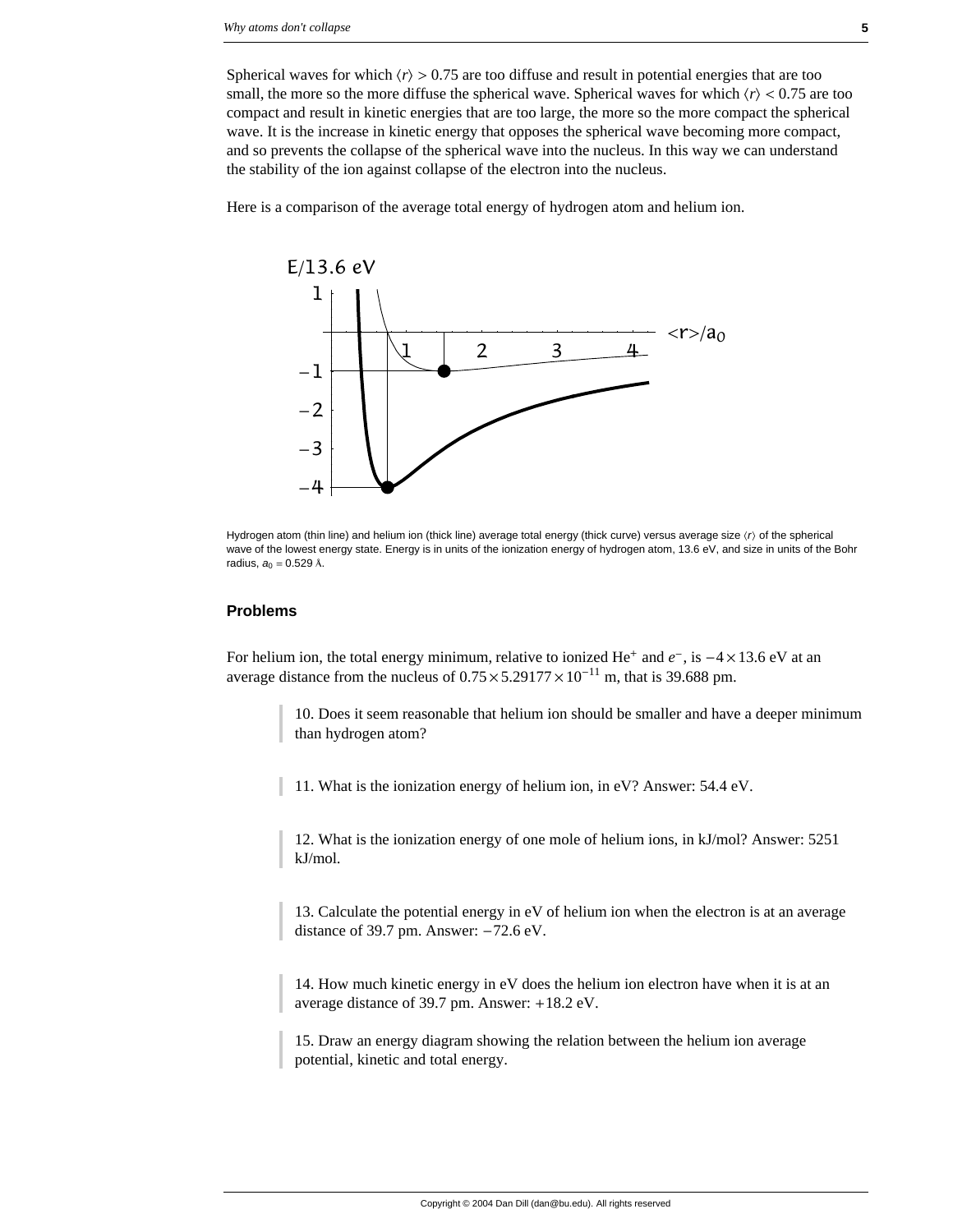Spherical waves for which $\langle r \rangle > 0.75$ are too diffuse and result in potential energies that are too small, the more so the more diffuse the spherical wave. Spherical waves for which $\langle r \rangle < 0.75$ are too compact and result in kinetic energies that are too large, the more so the more compact the spherical wave. It is the increase in kinetic energy that opposes the spherical wave becoming more compact, and so prevents the collapse of the spherical wave into the nucleus. In this way we can understand the stability of the ion against collapse of the electron into the nucleus.

Here is a comparison of the average total energy of hydrogen atom and helium ion.

E/13.6 eV

1

−1

−2

−3

−4

1 2 3 4

<r>/a0

Hydrogen atom (thin line) and helium ion (thick line) average total energy (thick curve) versus average size $\langle r \rangle$ of the spherical wave of the lowest energy state. Energy is in units of the ionization energy of hydrogen atom, 13.6 eV, and size in units of the Bohr radius, $a_0 = 0.529$ Å.

## Problems

For helium ion, the total energy minimum, relative to ionized $He^+$ and $e^-$, is $-4 \times 13.6$ eV at an average distance from the nucleus of $0.75 \times 5.29177 \times 10^{-11}$ m, that is 39.688 pm.

> 10. Does it seem reasonable that helium ion should be smaller and have a deeper minimum than hydrogen atom?

> 11. What is the ionization energy of helium ion, in eV? Answer: 54.4 eV.

> 12. What is the ionization energy of one mole of helium ions, in kJ/mol? Answer: 5251 kJ/mol.

> 13. Calculate the potential energy in eV of helium ion when the electron is at an average distance of 39.7 pm. Answer: −72.6 eV.

> 14. How much kinetic energy in eV does the helium ion electron have when it is at an average distance of 39.7 pm. Answer: +18.2 eV.

> 15. Draw an energy diagram showing the relation between the helium ion average potential, kinetic and total energy.